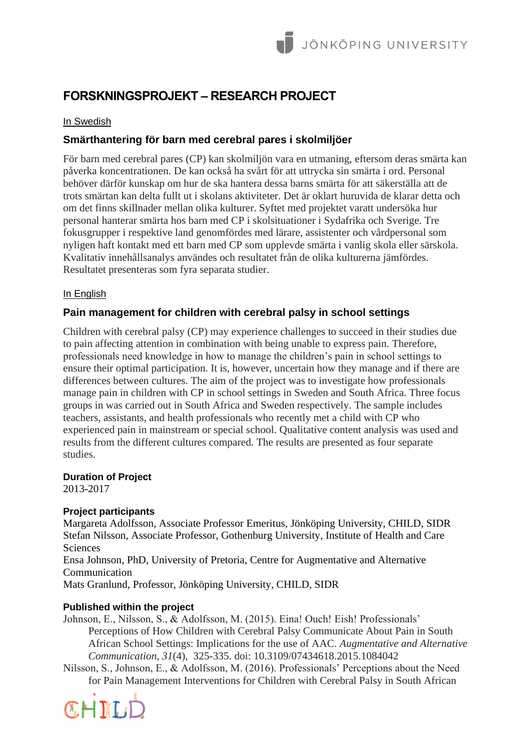# FORSKNINGSPROJEKT – RESEARCH PROJECT

In Swedish

## Smärthantering för barn med cerebral pares i skolmiljöer

För barn med cerebral pares (CP) kan skolmiljön vara en utmaning, eftersom deras smärta kan påverka koncentrationen. De kan också ha svårt för att uttrycka sin smärta i ord. Personal behöver därför kunskap om hur de ska hantera dessa barns smärta för att säkerställa att de trots smärtan kan delta fullt ut i skolans aktiviteter. Det är oklart huruvida de klarar detta och om det finns skillnader mellan olika kulturer. Syftet med projektet varatt undersöka hur personal hanterar smärta hos barn med CP i skolsituationer i Sydafrika och Sverige. Tre fokusgrupper i respektive land genomfördes med lärare, assistenter och vårdpersonal som nyligen haft kontakt med ett barn med CP som upplevde smärta i vanlig skola eller särskola. Kvalitativ innehållsanalys användes och resultatet från de olika kulturerna jämfördes. Resultatet presenteras som fyra separata studier.

In English

## Pain management for children with cerebral palsy in school settings

Children with cerebral palsy (CP) may experience challenges to succeed in their studies due to pain affecting attention in combination with being unable to express pain. Therefore, professionals need knowledge in how to manage the children's pain in school settings to ensure their optimal participation. It is, however, uncertain how they manage and if there are differences between cultures. The aim of the project was to investigate how professionals manage pain in children with CP in school settings in Sweden and South Africa. Three focus groups in was carried out in South Africa and Sweden respectively. The sample includes teachers, assistants, and health professionals who recently met a child with CP who experienced pain in mainstream or special school. Qualitative content analysis was used and results from the different cultures compared. The results are presented as four separate studies.

**Duration of Project**

2013-2017

**Project participants**

Margareta Adolfsson, Associate Professor Emeritus, Jönköping University, CHILD, SIDR
Stefan Nilsson, Associate Professor, Gothenburg University, Institute of Health and Care Sciences
Ensa Johnson, PhD, University of Pretoria, Centre for Augmentative and Alternative Communication
Mats Granlund, Professor, Jönköping University, CHILD, SIDR

**Published within the project**

Johnson, E., Nilsson, S., & Adolfsson, M. (2015). Eina! Ouch! Eish! Professionals' Perceptions of How Children with Cerebral Palsy Communicate About Pain in South African School Settings: Implications for the use of AAC. *Augmentative and Alternative Communication, 31*(4), 325-335. doi: 10.3109/07434618.2015.1084042

Nilsson, S., Johnson, E., & Adolfsson, M. (2016). Professionals' Perceptions about the Need for Pain Management Interventions for Children with Cerebral Palsy in South African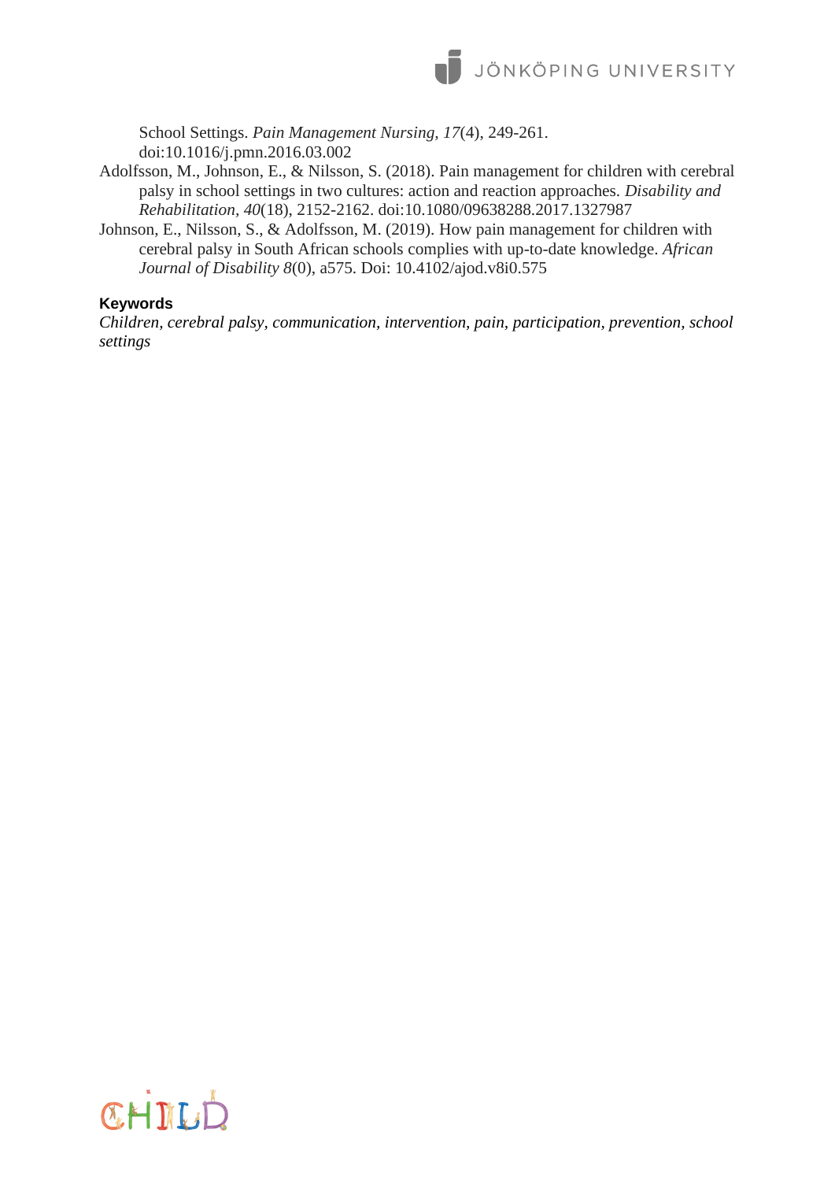School Settings. *Pain Management Nursing, 17*(4), 249-261. doi:10.1016/j.pmn.2016.03.002

Adolfsson, M., Johnson, E., & Nilsson, S. (2018). Pain management for children with cerebral palsy in school settings in two cultures: action and reaction approaches. *Disability and Rehabilitation, 40*(18), 2152-2162. doi:10.1080/09638288.2017.1327987

Johnson, E., Nilsson, S., & Adolfsson, M. (2019). How pain management for children with cerebral palsy in South African schools complies with up-to-date knowledge. *African Journal of Disability 8*(0), a575. Doi: 10.4102/ajod.v8i0.575

**Keywords**

*Children, cerebral palsy, communication, intervention, pain, participation, prevention, school settings*